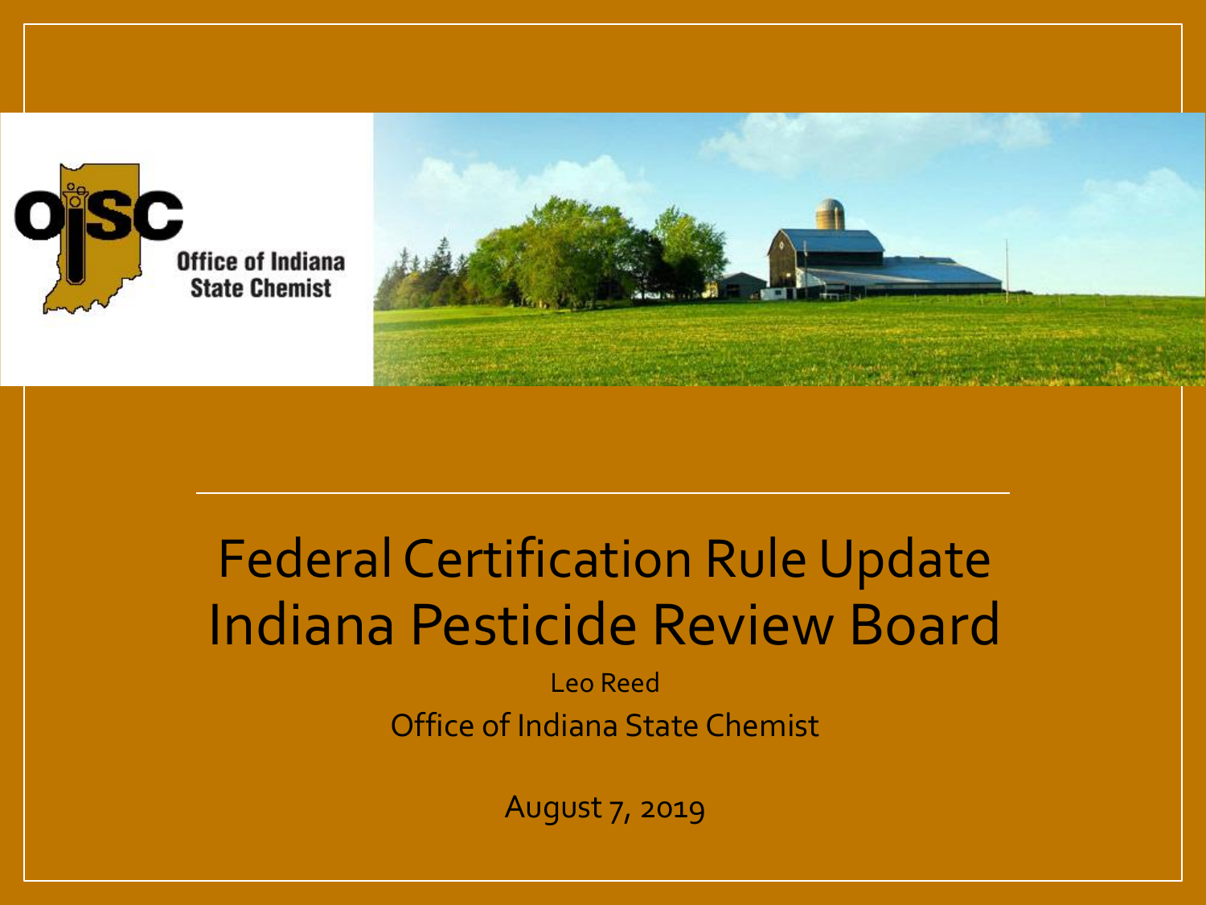Office of Indiana State Chemist

# Federal Certification Rule Update
# Indiana Pesticide Review Board

Leo Reed

Office of Indiana State Chemist

August 7, 2019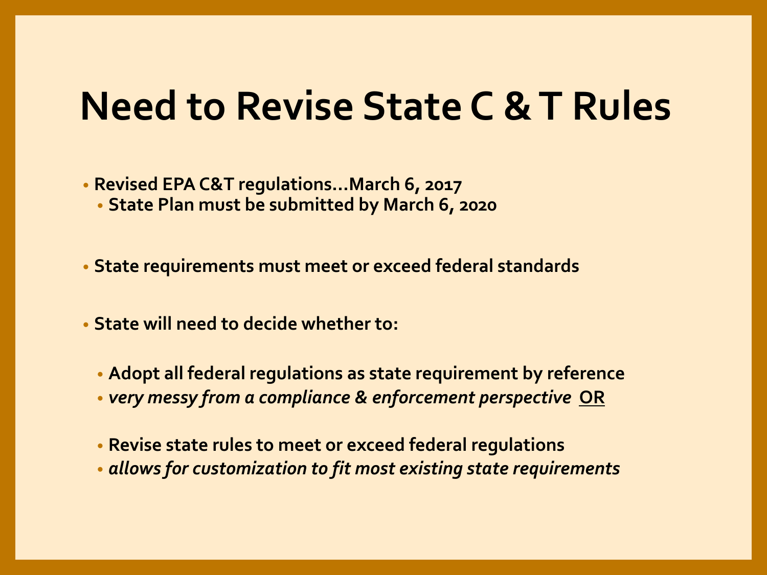# Need to Revise State C & T Rules

- **Revised EPA C&T regulations…March 6, 2017**
  - **State Plan must be submitted by March 6, 2020**

- **State requirements must meet or exceed federal standards**

- **State will need to decide whether to:**
  - **Adopt all federal regulations as state requirement by reference**
  - ***very messy from a compliance & enforcement perspective*** **<u>OR</u>**
  - **Revise state rules to meet or exceed federal regulations**
  - ***allows for customization to fit most existing state requirements***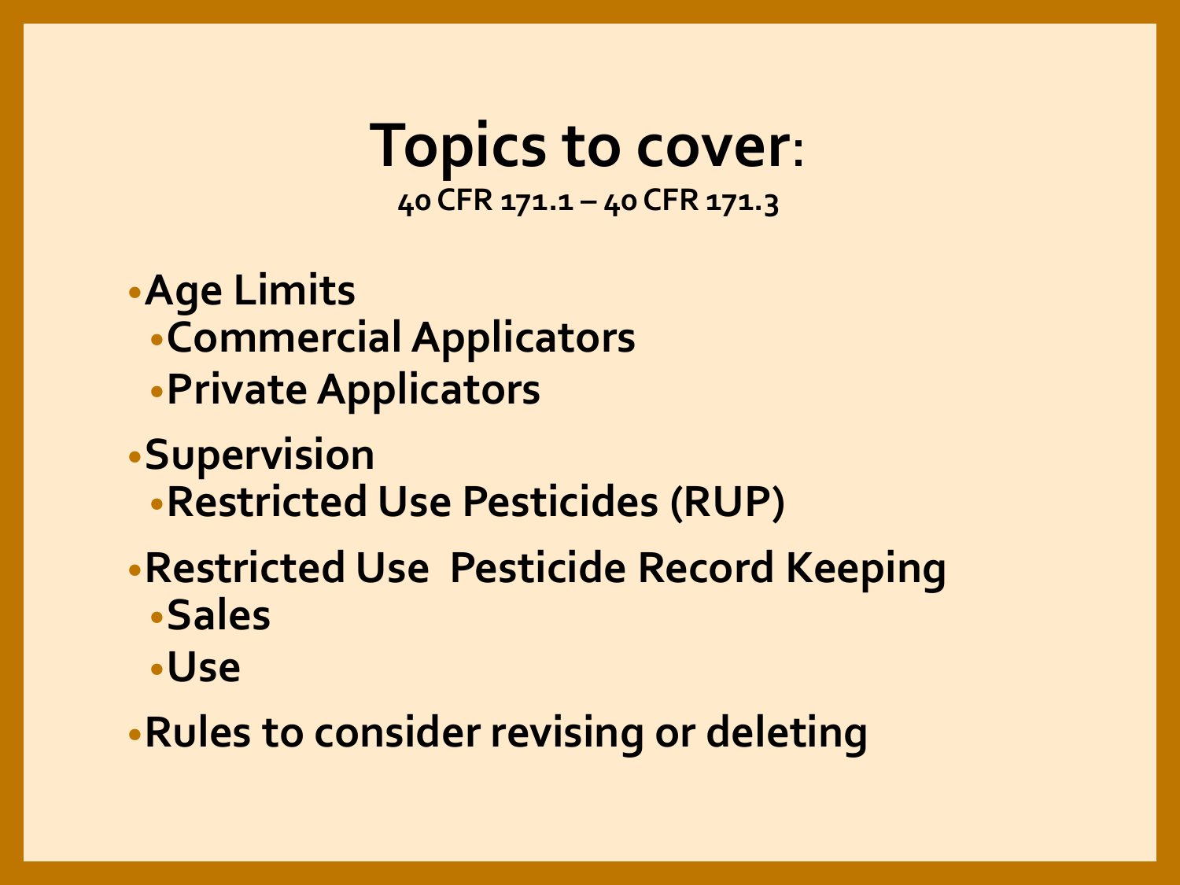# Topics to cover:

**40 CFR 171.1 – 40 CFR 171.3**

- **Age Limits**
  - **Commercial Applicators**
  - **Private Applicators**
- **Supervision**
  - **Restricted Use Pesticides (RUP)**
- **Restricted Use Pesticide Record Keeping**
  - **Sales**
  - **Use**
- **Rules to consider revising or deleting**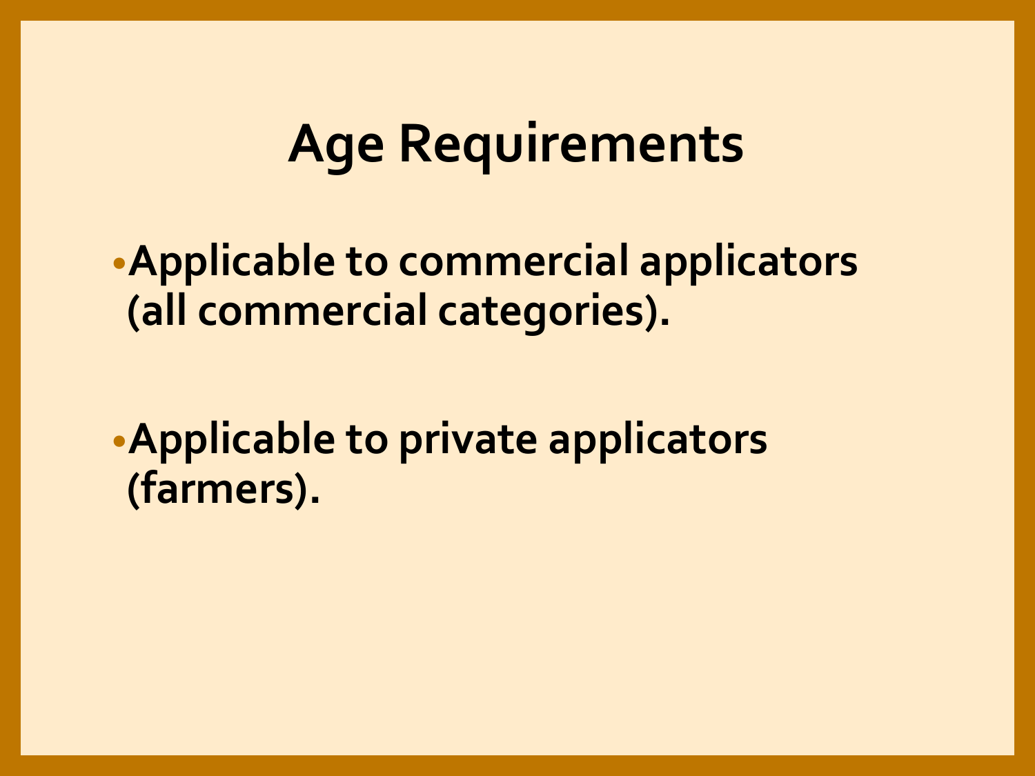# Age Requirements

- **Applicable to commercial applicators (all commercial categories).**
- **Applicable to private applicators (farmers).**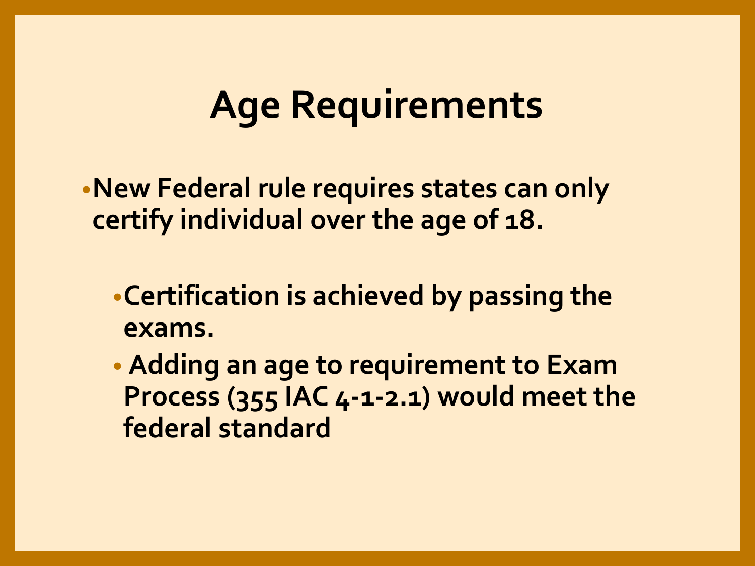# Age Requirements

- New Federal rule requires states can only certify individual over the age of 18.
  - Certification is achieved by passing the exams.
  - Adding an age to requirement to Exam Process (355 IAC 4-1-2.1) would meet the federal standard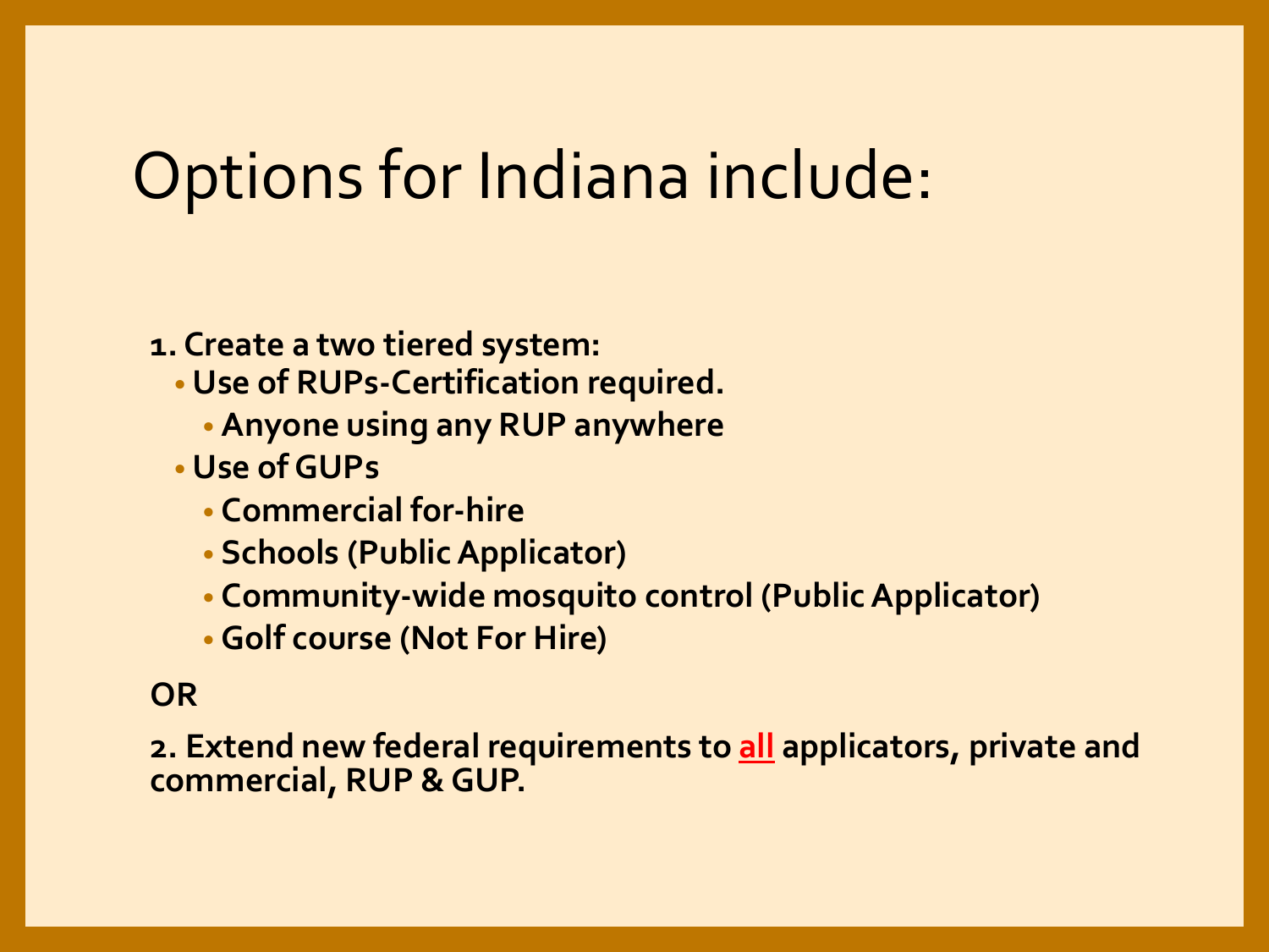# Options for Indiana include:

**1. Create a two tiered system:**

- **Use of RUPs-Certification required.**
  - **Anyone using any RUP anywhere**
- **Use of GUPs**
  - **Commercial for-hire**
  - **Schools (Public Applicator)**
  - **Community-wide mosquito control (Public Applicator)**
  - **Golf course (Not For Hire)**

**OR**

**2. Extend new federal requirements to <u>all</u> applicators, private and commercial, RUP & GUP.**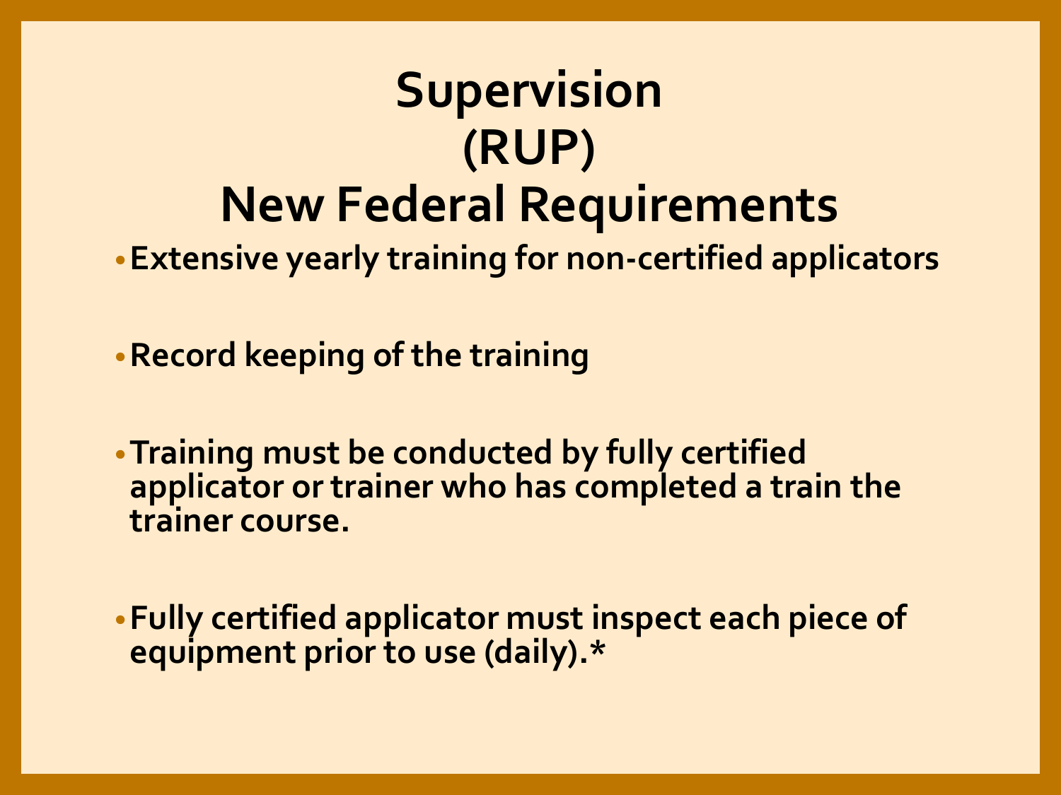# Supervision (RUP) New Federal Requirements

- Extensive yearly training for non-certified applicators
- Record keeping of the training
- Training must be conducted by fully certified applicator or trainer who has completed a train the trainer course.
- Fully certified applicator must inspect each piece of equipment prior to use (daily).*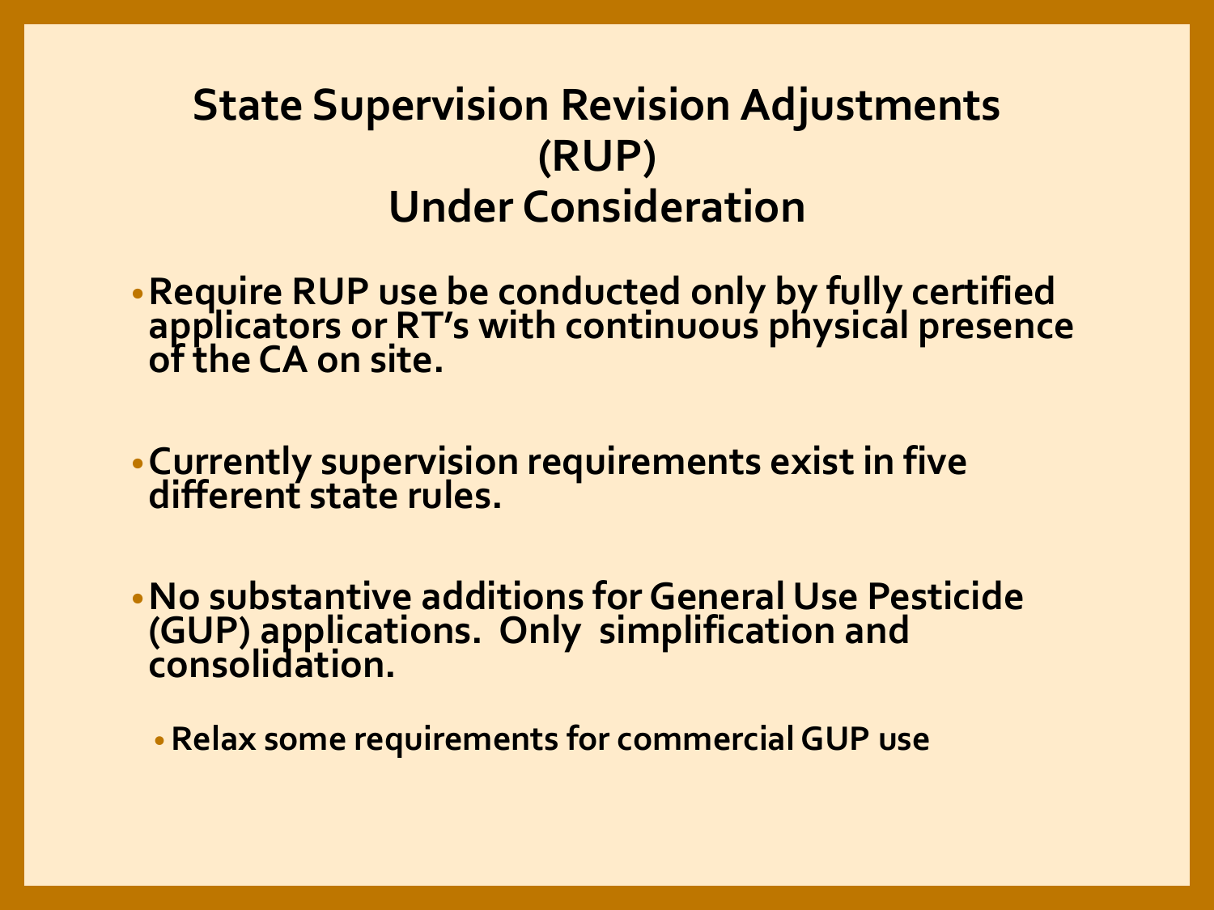# State Supervision Revision Adjustments (RUP) Under Consideration

- Require RUP use be conducted only by fully certified applicators or RT's with continuous physical presence of the CA on site.

- Currently supervision requirements exist in five different state rules.

- No substantive additions for General Use Pesticide (GUP) applications. Only simplification and consolidation.
  - Relax some requirements for commercial GUP use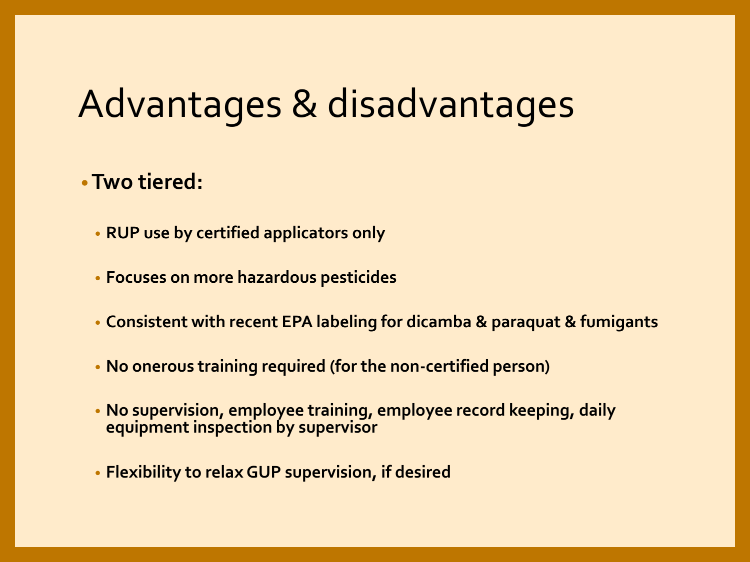# Advantages & disadvantages

- **Two tiered:**
  - **RUP use by certified applicators only**
  - **Focuses on more hazardous pesticides**
  - **Consistent with recent EPA labeling for dicamba & paraquat & fumigants**
  - **No onerous training required (for the non-certified person)**
  - **No supervision, employee training, employee record keeping, daily equipment inspection by supervisor**
  - **Flexibility to relax GUP supervision, if desired**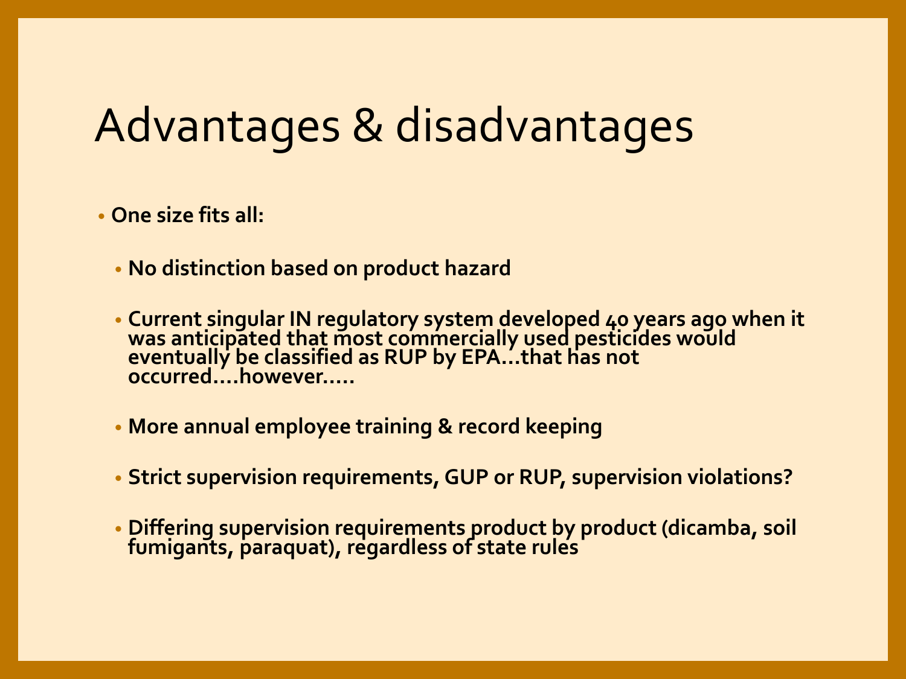# Advantages & disadvantages

- **One size fits all:**
  - **No distinction based on product hazard**
  - **Current singular IN regulatory system developed 40 years ago when it was anticipated that most commercially used pesticides would eventually be classified as RUP by EPA…that has not occurred….however…..**
  - **More annual employee training & record keeping**
  - **Strict supervision requirements, GUP or RUP, supervision violations?**
  - **Differing supervision requirements product by product (dicamba, soil fumigants, paraquat), regardless of state rules**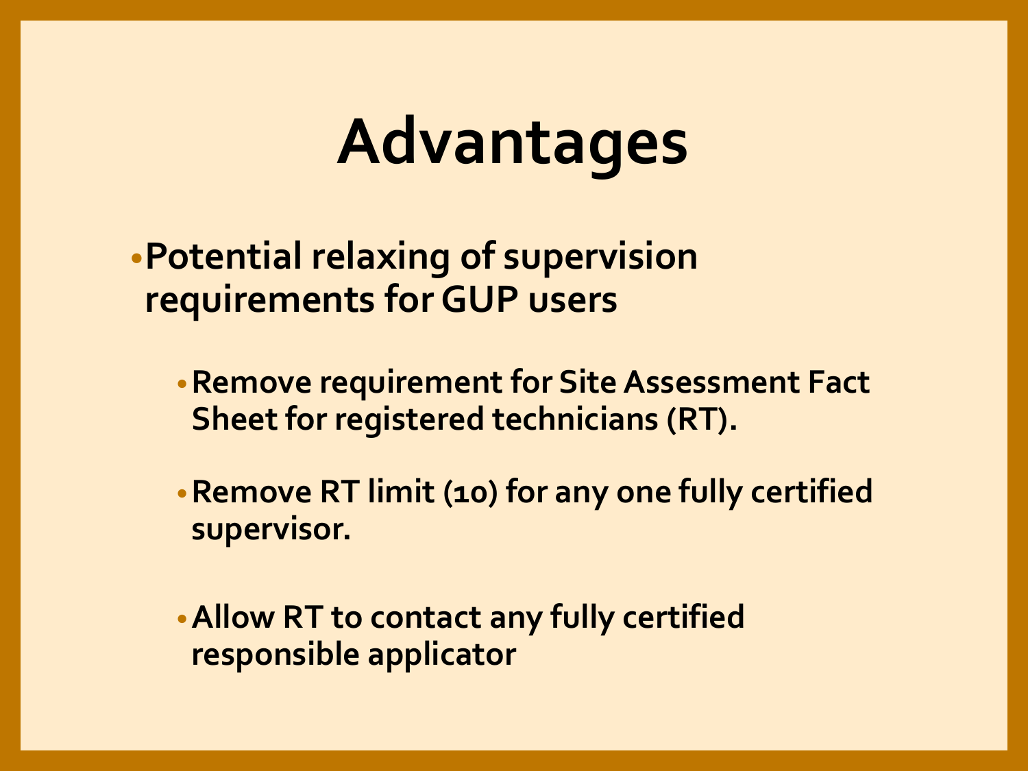# Advantages

- **Potential relaxing of supervision requirements for GUP users**
  - **Remove requirement for Site Assessment Fact Sheet for registered technicians (RT).**
  - **Remove RT limit (10) for any one fully certified supervisor.**
  - **Allow RT to contact any fully certified responsible applicator**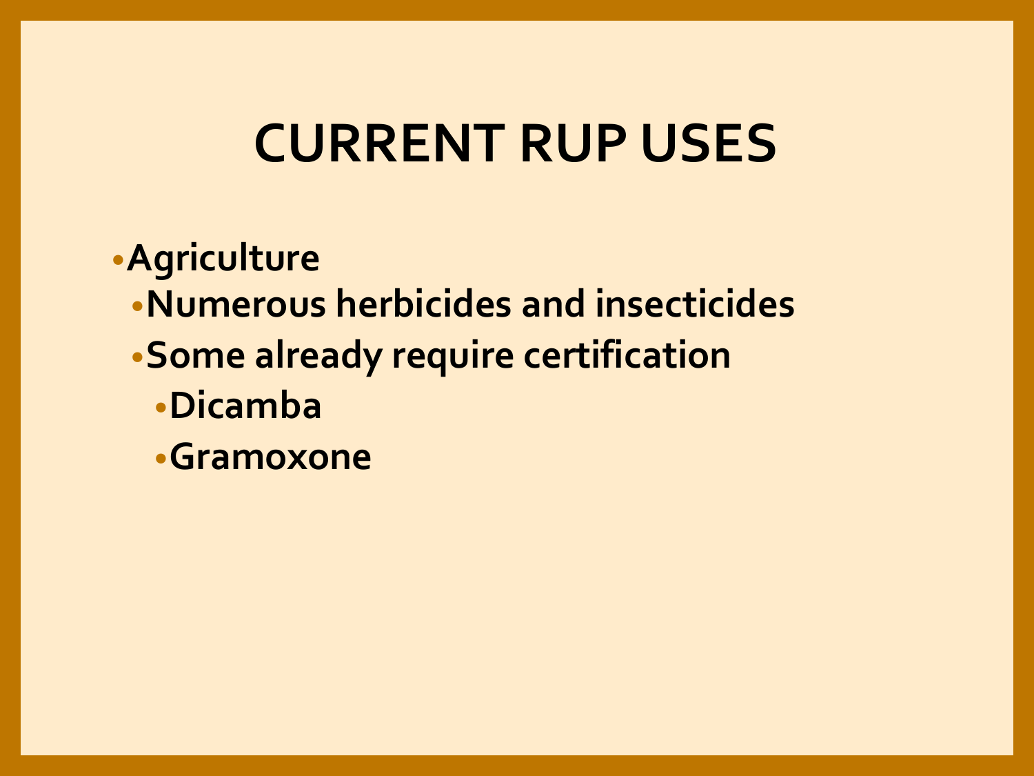# CURRENT RUP USES

- **Agriculture**
  - **Numerous herbicides and insecticides**
  - **Some already require certification**
    - **Dicamba**
    - **Gramoxone**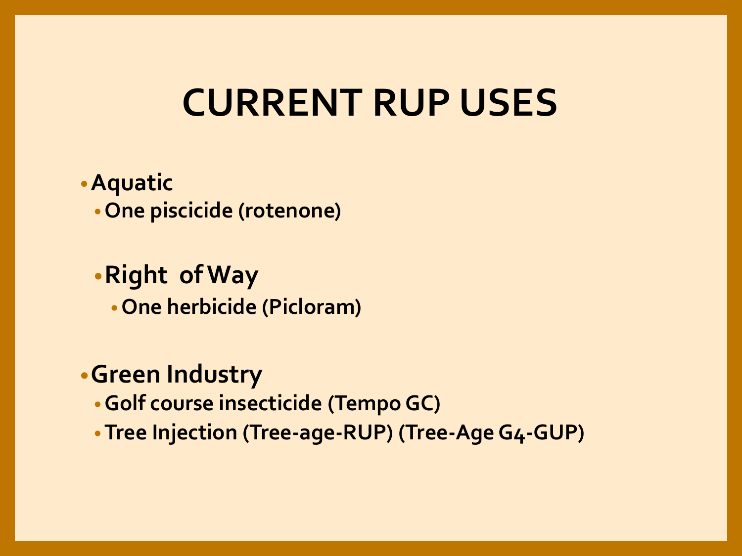# CURRENT RUP USES

- **Aquatic**
  - **One piscicide (rotenone)**
- **Right of Way**
  - **One herbicide (Picloram)**
- **Green Industry**
  - **Golf course insecticide (Tempo GC)**
  - **Tree Injection (Tree-age-RUP) (Tree-Age G4-GUP)**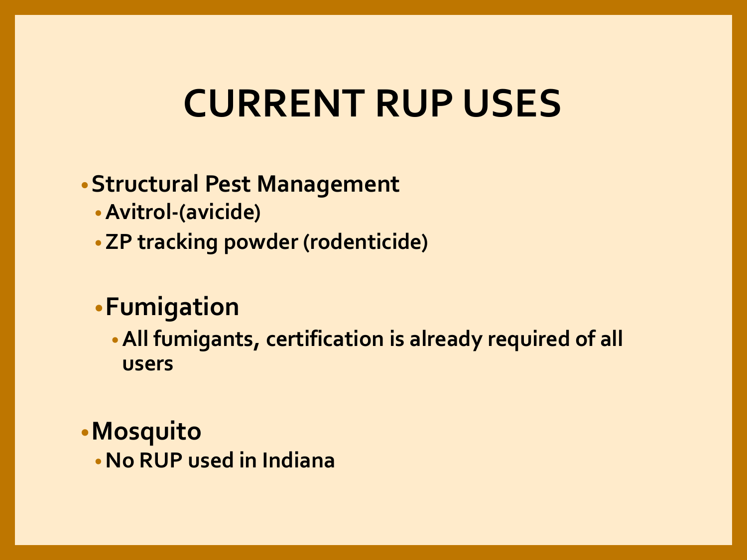# CURRENT RUP USES

- Structural Pest Management
  - Avitrol-(avicide)
  - ZP tracking powder (rodenticide)
- Fumigation
  - All fumigants, certification is already required of all users
- Mosquito
  - No RUP used in Indiana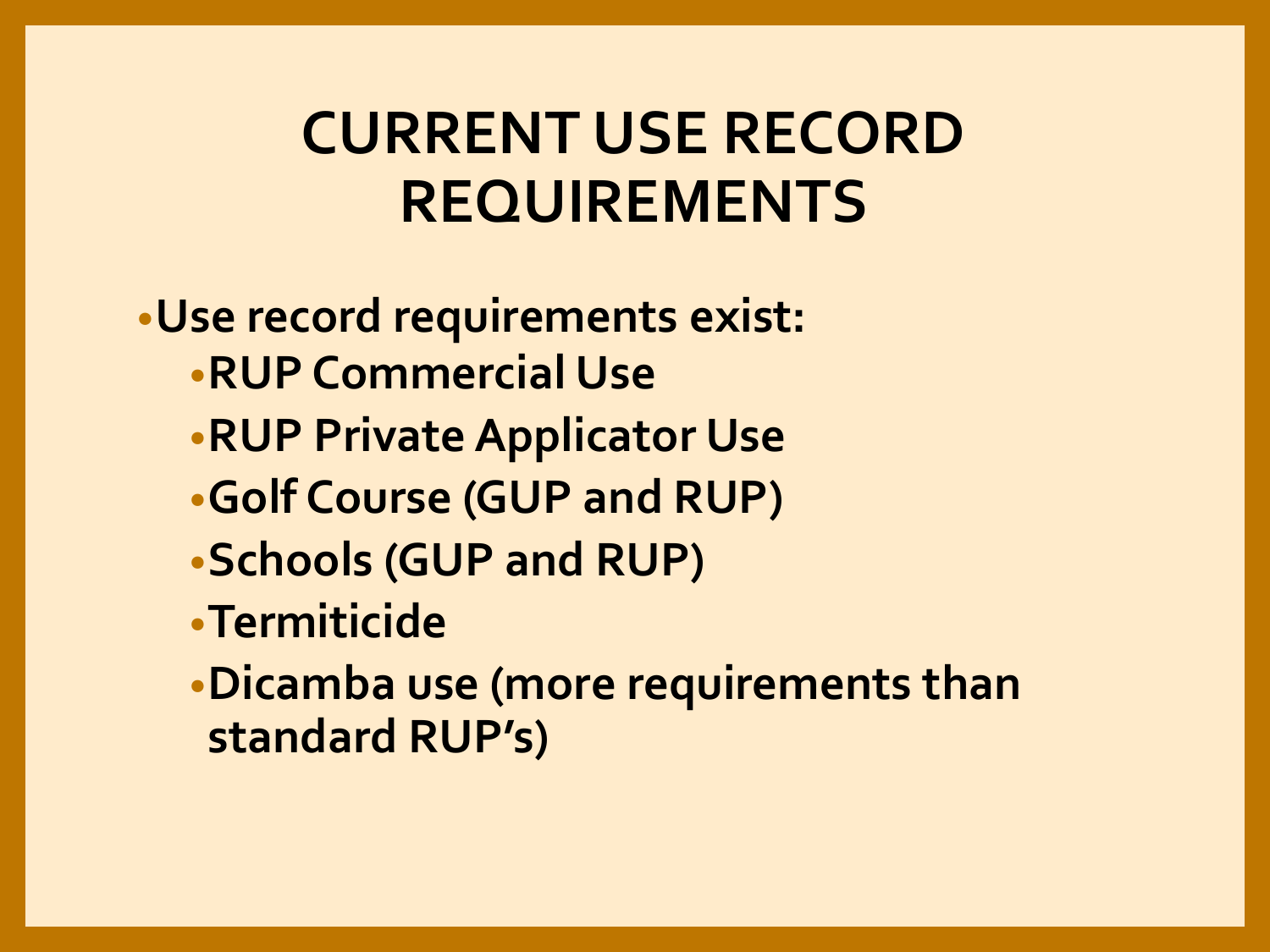# CURRENT USE RECORD REQUIREMENTS

- Use record requirements exist:
  - RUP Commercial Use
  - RUP Private Applicator Use
  - Golf Course (GUP and RUP)
  - Schools (GUP and RUP)
  - Termiticide
  - Dicamba use (more requirements than standard RUP's)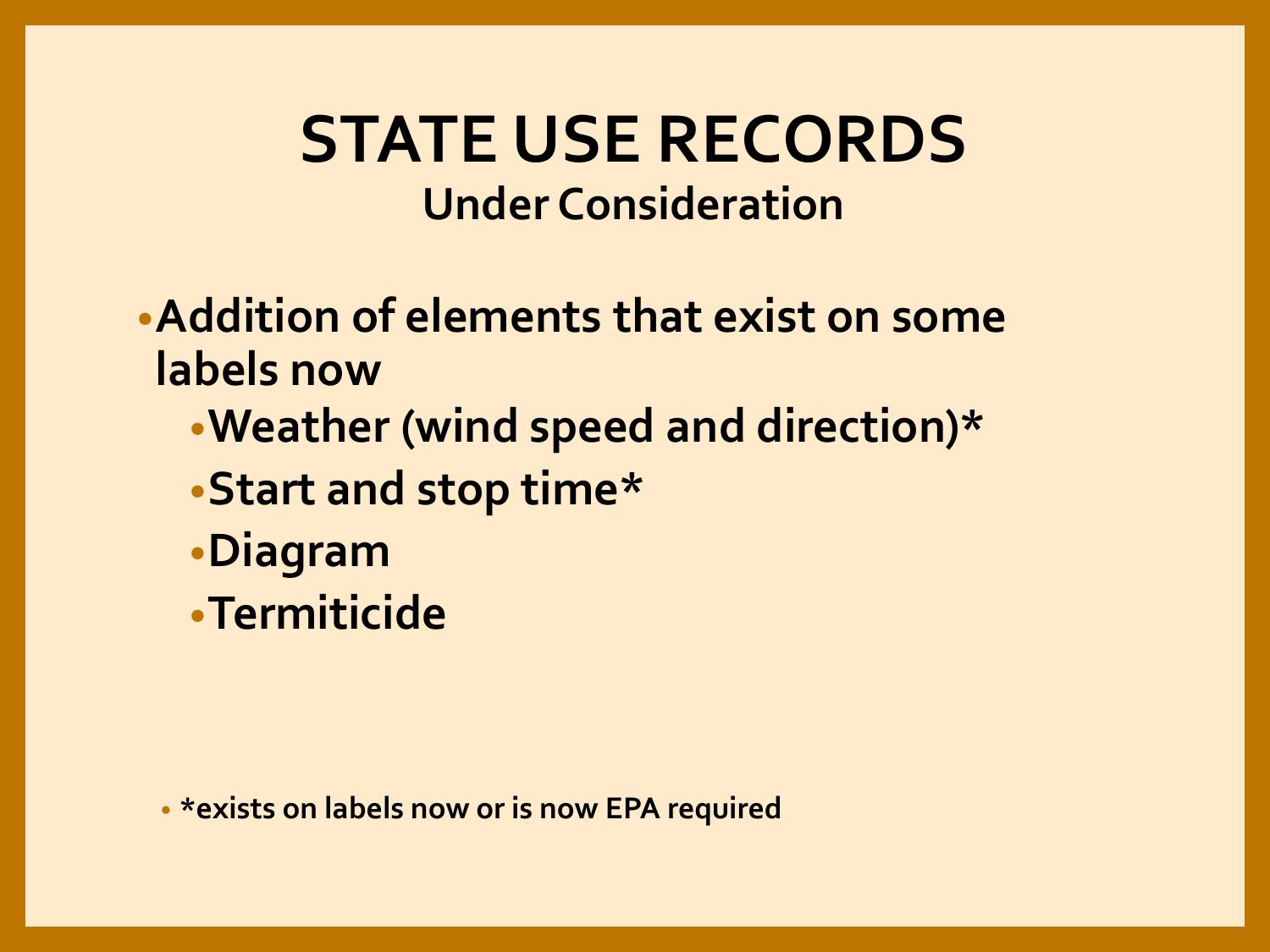# STATE USE RECORDS

## Under Consideration

- Addition of elements that exist on some labels now
  - Weather (wind speed and direction)*
  - Start and stop time*
  - Diagram
  - Termiticide

- *exists on labels now or is now EPA required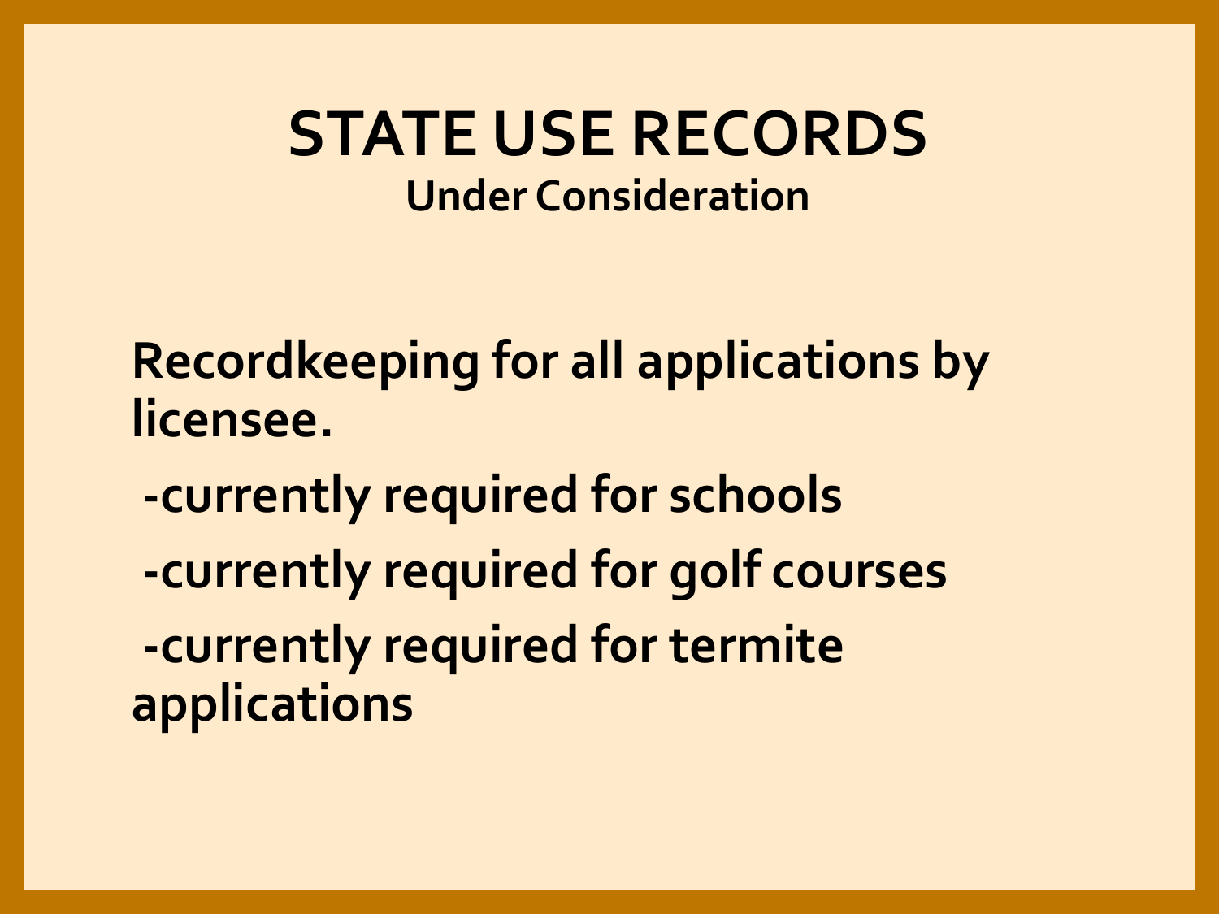# STATE USE RECORDS

## Under Consideration

**Recordkeeping for all applications by licensee.**

**-currently required for schools**

**-currently required for golf courses**

**-currently required for termite applications**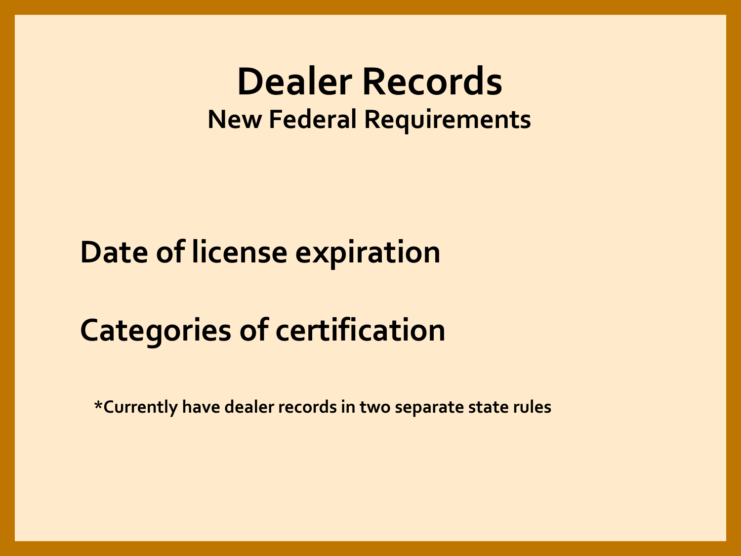# Dealer Records

## New Federal Requirements

**Date of license expiration**

**Categories of certification**

***Currently have dealer records in two separate state rules**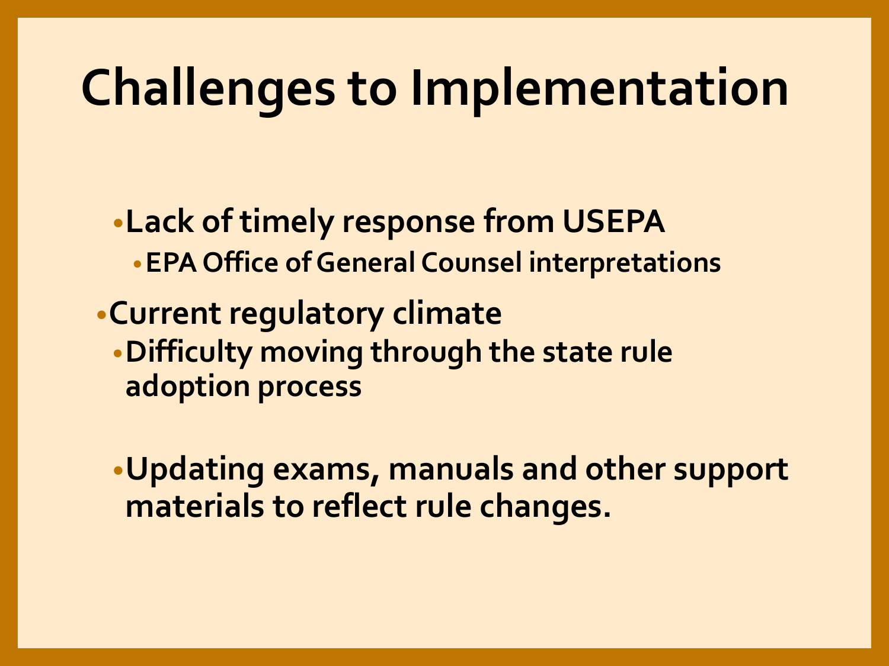# Challenges to Implementation

- **Lack of timely response from USEPA**
  - **EPA Office of General Counsel interpretations**
- **Current regulatory climate**
  - **Difficulty moving through the state rule adoption process**
- **Updating exams, manuals and other support materials to reflect rule changes.**